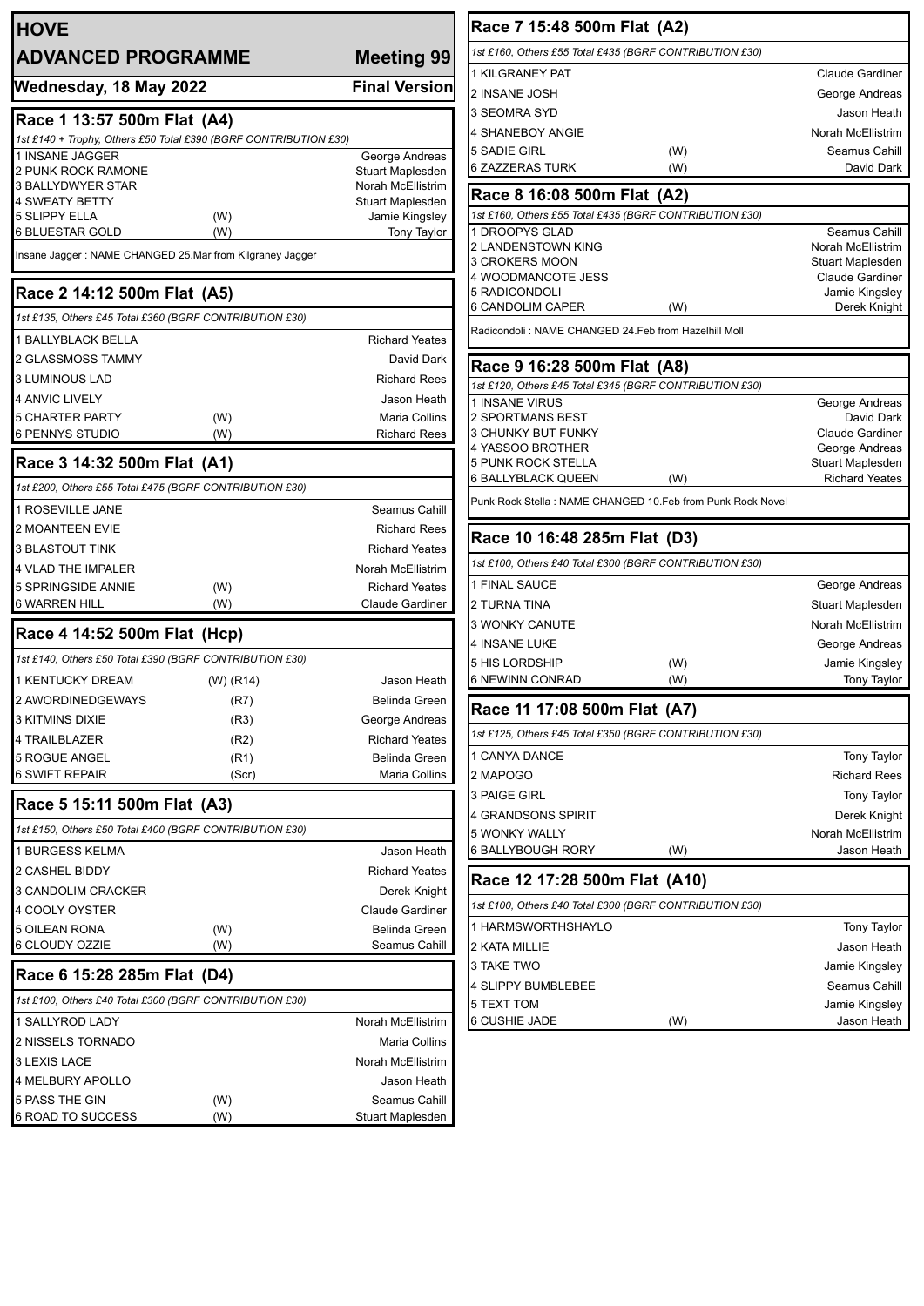# HOVE

## ADVANCED PROGRAMME — Meeting 99

**Wednesday, 18 May 2022** — **Final Version**

### Race 1 13:57 500m Flat (A4)

*1st £140 + Trophy, Others £50 Total £390 (BGRF CONTRIBUTION £30)*

| Trap | Dog | | Trainer |
|---|---|---|---|
| 1 | INSANE JAGGER | | George Andreas |
| 2 | PUNK ROCK RAMONE | | Stuart Maplesden |
| 3 | BALLYDWYER STAR | | Norah McEllistrim |
| 4 | SWEATY BETTY | | Stuart Maplesden |
| 5 | SLIPPY ELLA | (W) | Jamie Kingsley |
| 6 | BLUESTAR GOLD | (W) | Tony Taylor |

Insane Jagger : NAME CHANGED 25.Mar from Kilgraney Jagger

### Race 2 14:12 500m Flat (A5)

*1st £135, Others £45 Total £360 (BGRF CONTRIBUTION £30)*

| Trap | Dog | | Trainer |
|---|---|---|---|
| 1 | BALLYBLACK BELLA | | Richard Yeates |
| 2 | GLASSMOSS TAMMY | | David Dark |
| 3 | LUMINOUS LAD | | Richard Rees |
| 4 | ANVIC LIVELY | | Jason Heath |
| 5 | CHARTER PARTY | (W) | Maria Collins |
| 6 | PENNYS STUDIO | (W) | Richard Rees |

### Race 3 14:32 500m Flat (A1)

*1st £200, Others £55 Total £475 (BGRF CONTRIBUTION £30)*

| Trap | Dog | | Trainer |
|---|---|---|---|
| 1 | ROSEVILLE JANE | | Seamus Cahill |
| 2 | MOANTEEN EVIE | | Richard Rees |
| 3 | BLASTOUT TINK | | Richard Yeates |
| 4 | VLAD THE IMPALER | | Norah McEllistrim |
| 5 | SPRINGSIDE ANNIE | (W) | Richard Yeates |
| 6 | WARREN HILL | (W) | Claude Gardiner |

### Race 4 14:52 500m Flat (Hcp)

*1st £140, Others £50 Total £390 (BGRF CONTRIBUTION £30)*

| Trap | Dog | | Trainer |
|---|---|---|---|
| 1 | KENTUCKY DREAM | (W) (R14) | Jason Heath |
| 2 | AWORDINEDGEWAYS | (R7) | Belinda Green |
| 3 | KITMINS DIXIE | (R3) | George Andreas |
| 4 | TRAILBLAZER | (R2) | Richard Yeates |
| 5 | ROGUE ANGEL | (R1) | Belinda Green |
| 6 | SWIFT REPAIR | (Scr) | Maria Collins |

### Race 5 15:11 500m Flat (A3)

*1st £150, Others £50 Total £400 (BGRF CONTRIBUTION £30)*

| Trap | Dog | | Trainer |
|---|---|---|---|
| 1 | BURGESS KELMA | | Jason Heath |
| 2 | CASHEL BIDDY | | Richard Yeates |
| 3 | CANDOLIM CRACKER | | Derek Knight |
| 4 | COOLY OYSTER | | Claude Gardiner |
| 5 | OILEAN RONA | (W) | Belinda Green |
| 6 | CLOUDY OZZIE | (W) | Seamus Cahill |

### Race 6 15:28 285m Flat (D4)

*1st £100, Others £40 Total £300 (BGRF CONTRIBUTION £30)*

| Trap | Dog | | Trainer |
|---|---|---|---|
| 1 | SALLYROD LADY | | Norah McEllistrim |
| 2 | NISSELS TORNADO | | Maria Collins |
| 3 | LEXIS LACE | | Norah McEllistrim |
| 4 | MELBURY APOLLO | | Jason Heath |
| 5 | PASS THE GIN | (W) | Seamus Cahill |
| 6 | ROAD TO SUCCESS | (W) | Stuart Maplesden |

### Race 7 15:48 500m Flat (A2)

*1st £160, Others £55 Total £435 (BGRF CONTRIBUTION £30)*

| Trap | Dog | | Trainer |
|---|---|---|---|
| 1 | KILGRANEY PAT | | Claude Gardiner |
| 2 | INSANE JOSH | | George Andreas |
| 3 | SEOMRA SYD | | Jason Heath |
| 4 | SHANEBOY ANGIE | | Norah McEllistrim |
| 5 | SADIE GIRL | (W) | Seamus Cahill |
| 6 | ZAZZERAS TURK | (W) | David Dark |

### Race 8 16:08 500m Flat (A2)

*1st £160, Others £55 Total £435 (BGRF CONTRIBUTION £30)*

| Trap | Dog | | Trainer |
|---|---|---|---|
| 1 | DROOPYS GLAD | | Seamus Cahill |
| 2 | LANDENSTOWN KING | | Norah McEllistrim |
| 3 | CROKERS MOON | | Stuart Maplesden |
| 4 | WOODMANCOTE JESS | | Claude Gardiner |
| 5 | RADICONDOLI | | Jamie Kingsley |
| 6 | CANDOLIM CAPER | (W) | Derek Knight |

Radicondoli : NAME CHANGED 24.Feb from Hazelhill Moll

### Race 9 16:28 500m Flat (A8)

*1st £120, Others £45 Total £345 (BGRF CONTRIBUTION £30)*

| Trap | Dog | | Trainer |
|---|---|---|---|
| 1 | INSANE VIRUS | | George Andreas |
| 2 | SPORTMANS BEST | | David Dark |
| 3 | CHUNKY BUT FUNKY | | Claude Gardiner |
| 4 | YASSOO BROTHER | | George Andreas |
| 5 | PUNK ROCK STELLA | | Stuart Maplesden |
| 6 | BALLYBLACK QUEEN | (W) | Richard Yeates |

Punk Rock Stella : NAME CHANGED 10.Feb from Punk Rock Novel

### Race 10 16:48 285m Flat (D3)

*1st £100, Others £40 Total £300 (BGRF CONTRIBUTION £30)*

| Trap | Dog | | Trainer |
|---|---|---|---|
| 1 | FINAL SAUCE | | George Andreas |
| 2 | TURNA TINA | | Stuart Maplesden |
| 3 | WONKY CANUTE | | Norah McEllistrim |
| 4 | INSANE LUKE | | George Andreas |
| 5 | HIS LORDSHIP | (W) | Jamie Kingsley |
| 6 | NEWINN CONRAD | (W) | Tony Taylor |

### Race 11 17:08 500m Flat (A7)

*1st £125, Others £45 Total £350 (BGRF CONTRIBUTION £30)*

| Trap | Dog | | Trainer |
|---|---|---|---|
| 1 | CANYA DANCE | | Tony Taylor |
| 2 | MAPOGO | | Richard Rees |
| 3 | PAIGE GIRL | | Tony Taylor |
| 4 | GRANDSONS SPIRIT | | Derek Knight |
| 5 | WONKY WALLY | | Norah McEllistrim |
| 6 | BALLYBOUGH RORY | (W) | Jason Heath |

### Race 12 17:28 500m Flat (A10)

*1st £100, Others £40 Total £300 (BGRF CONTRIBUTION £30)*

| Trap | Dog | | Trainer |
|---|---|---|---|
| 1 | HARMSWORTHSHAYLO | | Tony Taylor |
| 2 | KATA MILLIE | | Jason Heath |
| 3 | TAKE TWO | | Jamie Kingsley |
| 4 | SLIPPY BUMBLEBEE | | Seamus Cahill |
| 5 | TEXT TOM | | Jamie Kingsley |
| 6 | CUSHIE JADE | (W) | Jason Heath |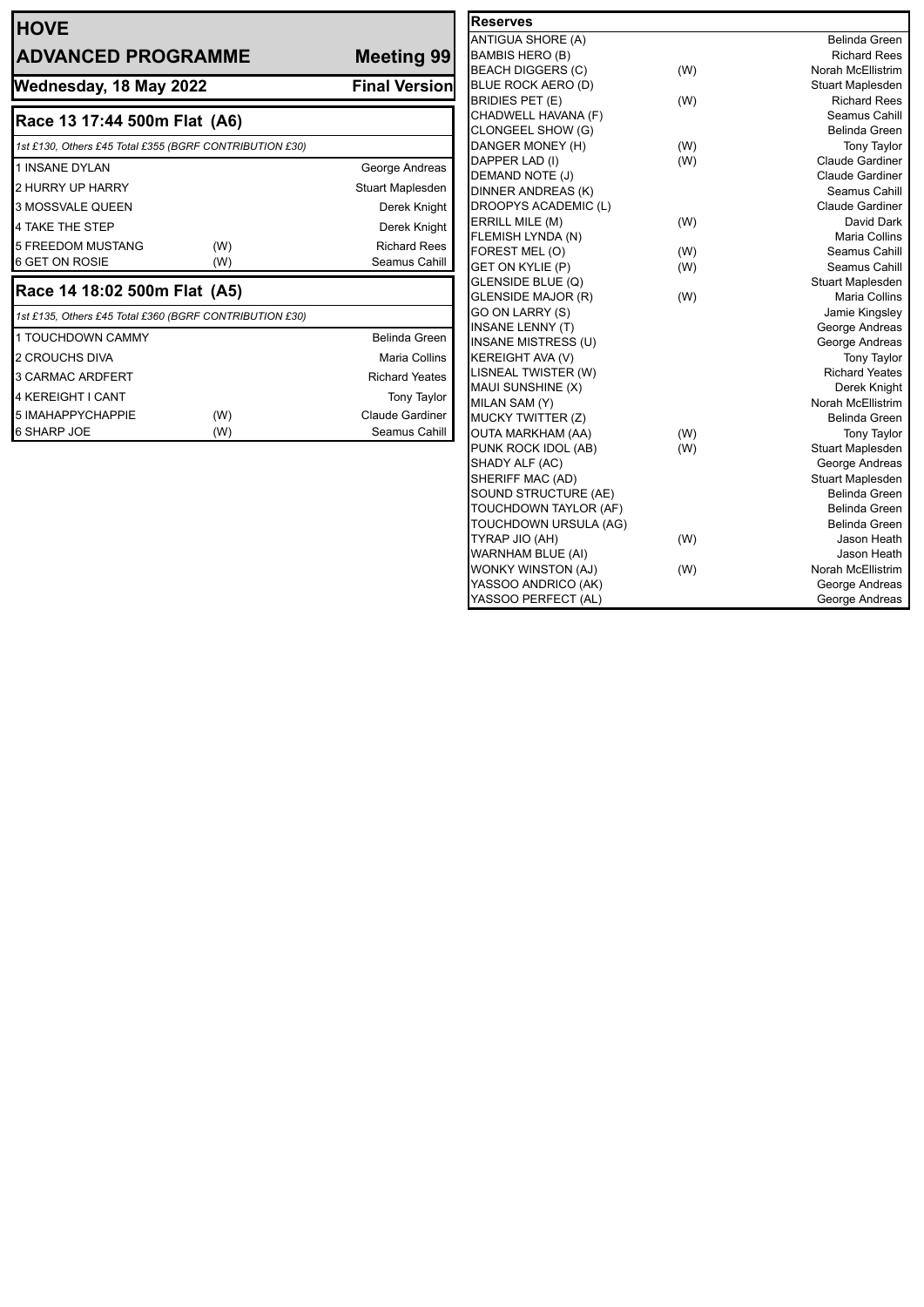# HOVE

## ADVANCED PROGRAMME — Meeting 99

**Wednesday, 18 May 2022 — Final Version**

### Race 13 17:44 500m Flat (A6)

*1st £130, Others £45 Total £355 (BGRF CONTRIBUTION £30)*

| | | |
|---|---|---|
| 1 INSANE DYLAN | | George Andreas |
| 2 HURRY UP HARRY | | Stuart Maplesden |
| 3 MOSSVALE QUEEN | | Derek Knight |
| 4 TAKE THE STEP | | Derek Knight |
| 5 FREEDOM MUSTANG | (W) | Richard Rees |
| 6 GET ON ROSIE | (W) | Seamus Cahill |

### Race 14 18:02 500m Flat (A5)

*1st £135, Others £45 Total £360 (BGRF CONTRIBUTION £30)*

| | | |
|---|---|---|
| 1 TOUCHDOWN CAMMY | | Belinda Green |
| 2 CROUCHS DIVA | | Maria Collins |
| 3 CARMAC ARDFERT | | Richard Yeates |
| 4 KEREIGHT I CANT | | Tony Taylor |
| 5 IMAHAPPYCHAPPIE | (W) | Claude Gardiner |
| 6 SHARP JOE | (W) | Seamus Cahill |

### Reserves

| | | |
|---|---|---|
| ANTIGUA SHORE (A) | | Belinda Green |
| BAMBIS HERO (B) | | Richard Rees |
| BEACH DIGGERS (C) | (W) | Norah McEllistrim |
| BLUE ROCK AERO (D) | | Stuart Maplesden |
| BRIDIES PET (E) | (W) | Richard Rees |
| CHADWELL HAVANA (F) | | Seamus Cahill |
| CLONGEEL SHOW (G) | | Belinda Green |
| DANGER MONEY (H) | (W) | Tony Taylor |
| DAPPER LAD (I) | (W) | Claude Gardiner |
| DEMAND NOTE (J) | | Claude Gardiner |
| DINNER ANDREAS (K) | | Seamus Cahill |
| DROOPYS ACADEMIC (L) | | Claude Gardiner |
| ERRILL MILE (M) | (W) | David Dark |
| FLEMISH LYNDA (N) | | Maria Collins |
| FOREST MEL (O) | (W) | Seamus Cahill |
| GET ON KYLIE (P) | (W) | Seamus Cahill |
| GLENSIDE BLUE (Q) | | Stuart Maplesden |
| GLENSIDE MAJOR (R) | (W) | Maria Collins |
| GO ON LARRY (S) | | Jamie Kingsley |
| INSANE LENNY (T) | | George Andreas |
| INSANE MISTRESS (U) | | George Andreas |
| KEREIGHT AVA (V) | | Tony Taylor |
| LISNEAL TWISTER (W) | | Richard Yeates |
| MAUI SUNSHINE (X) | | Derek Knight |
| MILAN SAM (Y) | | Norah McEllistrim |
| MUCKY TWITTER (Z) | | Belinda Green |
| OUTA MARKHAM (AA) | (W) | Tony Taylor |
| PUNK ROCK IDOL (AB) | (W) | Stuart Maplesden |
| SHADY ALF (AC) | | George Andreas |
| SHERIFF MAC (AD) | | Stuart Maplesden |
| SOUND STRUCTURE (AE) | | Belinda Green |
| TOUCHDOWN TAYLOR (AF) | | Belinda Green |
| TOUCHDOWN URSULA (AG) | | Belinda Green |
| TYRAP JIO (AH) | (W) | Jason Heath |
| WARNHAM BLUE (AI) | | Jason Heath |
| WONKY WINSTON (AJ) | (W) | Norah McEllistrim |
| YASSOO ANDRICO (AK) | | George Andreas |
| YASSOO PERFECT (AL) | | George Andreas |